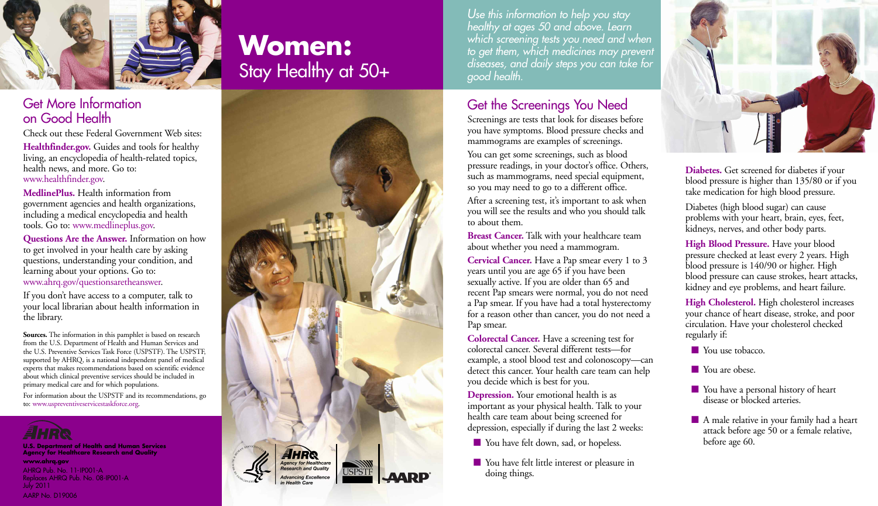# Women: Stay Healthy at 50+

*Use this information to help you stay healthy at ages 50 and above. Learn which screening tests you need and when to get them, which medicines may prevent diseases, and daily steps you can take for good health.*

## Get the Screenings You Need

Screenings are tests that look for diseases before you have symptoms. Blood pressure checks and mammograms are examples of screenings.

You can get some screenings, such as blood pressure readings, in your doctor's office. Others, such as mammograms, need special equipment, so you may need to go to a different office.

After a screening test, it's important to ask when you will see the results and who you should talk to about them.

**Breast Cancer.** Talk with your healthcare team about whether you need a mammogram.

**Cervical Cancer.** Have a Pap smear every 1 to 3 years until you are age 65 if you have been sexually active. If you are older than 65 and recent Pap smears were normal, you do not need a Pap smear. If you have had a total hysterectomy for a reason other than cancer, you do not need a Pap smear.

**Colorectal Cancer.** Have a screening test for colorectal cancer. Several different tests—for example, a stool blood test and colonoscopy—can detect this cancer. Your health care team can help you decide which is best for you.

**Depression.** Your emotional health is as important as your physical health. Talk to your health care team about being screened for depression, especially if during the last 2 weeks:

- You have felt down, sad, or hopeless.
- You have felt little interest or pleasure in doing things.

**Diabetes.** Get screened for diabetes if your blood pressure is higher than 135/80 or if you take medication for high blood pressure.

Diabetes (high blood sugar) can cause problems with your heart, brain, eyes, feet, kidneys, nerves, and other body parts.

**High Blood Pressure.** Have your blood pressure checked at least every 2 years. High blood pressure is 140/90 or higher. High blood pressure can cause strokes, heart attacks, kidney and eye problems, and heart failure.

**High Cholesterol.** High cholesterol increases your chance of heart disease, stroke, and poor circulation. Have your cholesterol checked regularly if:

- You use tobacco.
- You are obese.
- You have a personal history of heart disease or blocked arteries.
- A male relative in your family had a heart attack before age 50 or a female relative, before age 60.

## Get More Information on Good Health

Check out these Federal Government Web sites:

**Healthfinder.gov.** Guides and tools for healthy living, an encyclopedia of health-related topics, health news, and more. Go to: www.healthfinder.gov.

**MedlinePlus.** Health information from government agencies and health organizations, including a medical encyclopedia and health tools. Go to: www.medlineplus.gov.

**Questions Are the Answer.** Information on how to get involved in your health care by asking questions, understanding your condition, and learning about your options. Go to: www.ahrq.gov/questionsaretheanswer.

If you don't have access to a computer, talk to your local librarian about health information in the library.

**Sources.** The information in this pamphlet is based on research from the U.S. Department of Health and Human Services and the U.S. Preventive Services Task Force (USPSTF). The USPSTF, supported by AHRQ, is a national independent panel of medical experts that makes recommendations based on scientific evidence about which clinical preventive services should be included in primary medical care and for which populations.

For information about the USPSTF and its recommendations, go to: www.uspreventiveservicestaskforce.org.

**U.S. Department of Health and Human Services**
**Agency for Healthcare Research and Quality**
**www.ahrq.gov**

AHRQ Pub. No. 11-IP001-A
Replaces AHRQ Pub. No. 08-IP001-A
July 2011
AARP No. D19006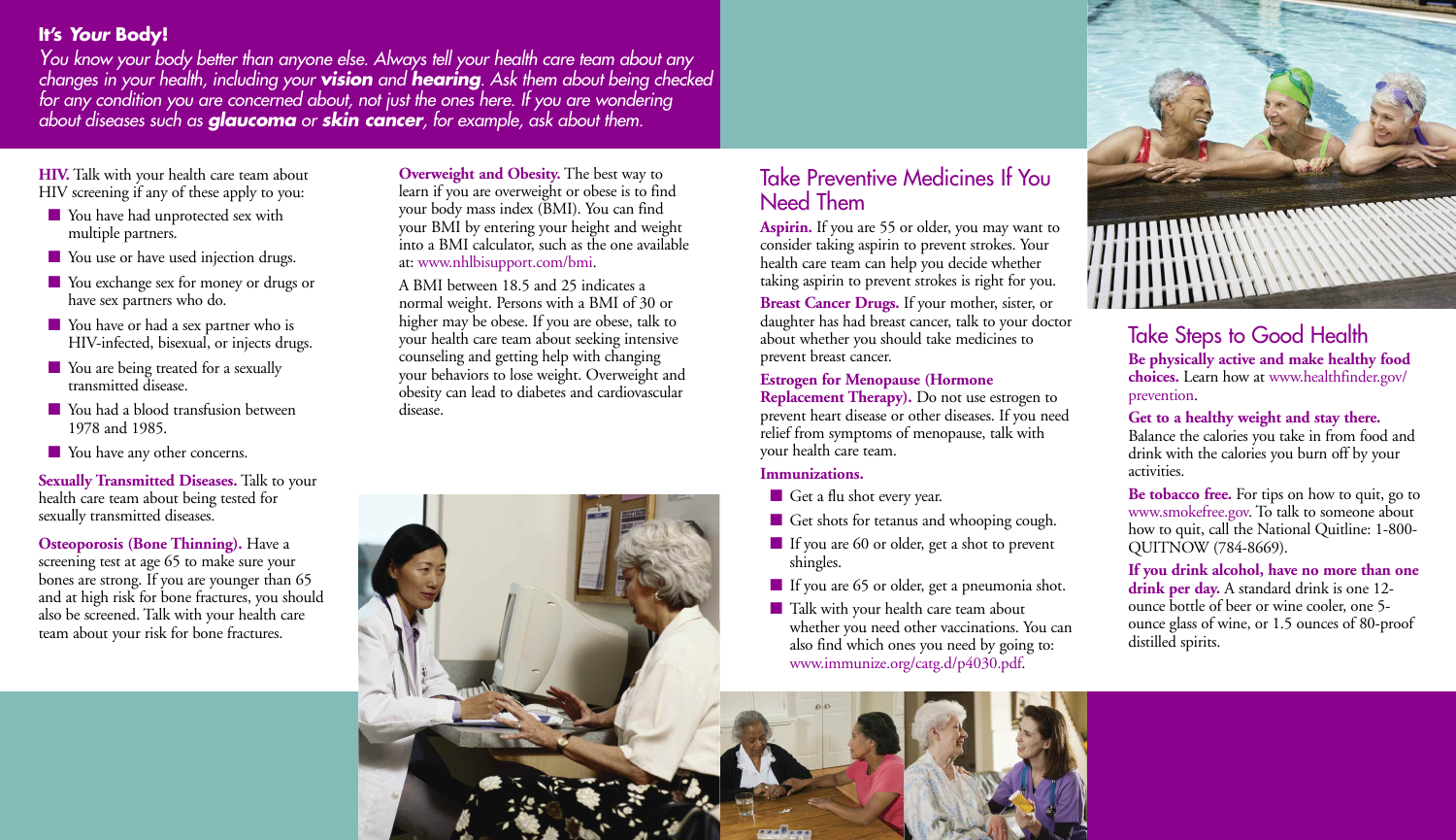## It's *Your* Body!

*You know your body better than anyone else. Always tell your health care team about any changes in your health, including your* ***vision*** *and* ***hearing****. Ask them about being checked for any condition you are concerned about, not just the ones here. If you are wondering about diseases such as* ***glaucoma*** *or* ***skin cancer****, for example, ask about them.*

**HIV.** Talk with your health care team about HIV screening if any of these apply to you:

- You have had unprotected sex with multiple partners.
- You use or have used injection drugs.
- You exchange sex for money or drugs or have sex partners who do.
- You have or had a sex partner who is HIV-infected, bisexual, or injects drugs.
- You are being treated for a sexually transmitted disease.
- You had a blood transfusion between 1978 and 1985.
- You have any other concerns.

**Sexually Transmitted Diseases.** Talk to your health care team about being tested for sexually transmitted diseases.

**Osteoporosis (Bone Thinning).** Have a screening test at age 65 to make sure your bones are strong. If you are younger than 65 and at high risk for bone fractures, you should also be screened. Talk with your health care team about your risk for bone fractures.

**Overweight and Obesity.** The best way to learn if you are overweight or obese is to find your body mass index (BMI). You can find your BMI by entering your height and weight into a BMI calculator, such as the one available at: www.nhlbisupport.com/bmi.

A BMI between 18.5 and 25 indicates a normal weight. Persons with a BMI of 30 or higher may be obese. If you are obese, talk to your health care team about seeking intensive counseling and getting help with changing your behaviors to lose weight. Overweight and obesity can lead to diabetes and cardiovascular disease.

## Take Preventive Medicines If You Need Them

**Aspirin.** If you are 55 or older, you may want to consider taking aspirin to prevent strokes. Your health care team can help you decide whether taking aspirin to prevent strokes is right for you.

**Breast Cancer Drugs.** If your mother, sister, or daughter has had breast cancer, talk to your doctor about whether you should take medicines to prevent breast cancer.

**Estrogen for Menopause (Hormone Replacement Therapy).** Do not use estrogen to prevent heart disease or other diseases. If you need relief from symptoms of menopause, talk with your health care team.

**Immunizations.**

- Get a flu shot every year.
- Get shots for tetanus and whooping cough.
- If you are 60 or older, get a shot to prevent shingles.
- If you are 65 or older, get a pneumonia shot.
- Talk with your health care team about whether you need other vaccinations. You can also find which ones you need by going to: www.immunize.org/catg.d/p4030.pdf.

## Take Steps to Good Health

**Be physically active and make healthy food choices.** Learn how at www.healthfinder.gov/prevention.

**Get to a healthy weight and stay there.** Balance the calories you take in from food and drink with the calories you burn off by your activities.

**Be tobacco free.** For tips on how to quit, go to www.smokefree.gov. To talk to someone about how to quit, call the National Quitline: 1-800-QUITNOW (784-8669).

**If you drink alcohol, have no more than one drink per day.** A standard drink is one 12-ounce bottle of beer or wine cooler, one 5-ounce glass of wine, or 1.5 ounces of 80-proof distilled spirits.